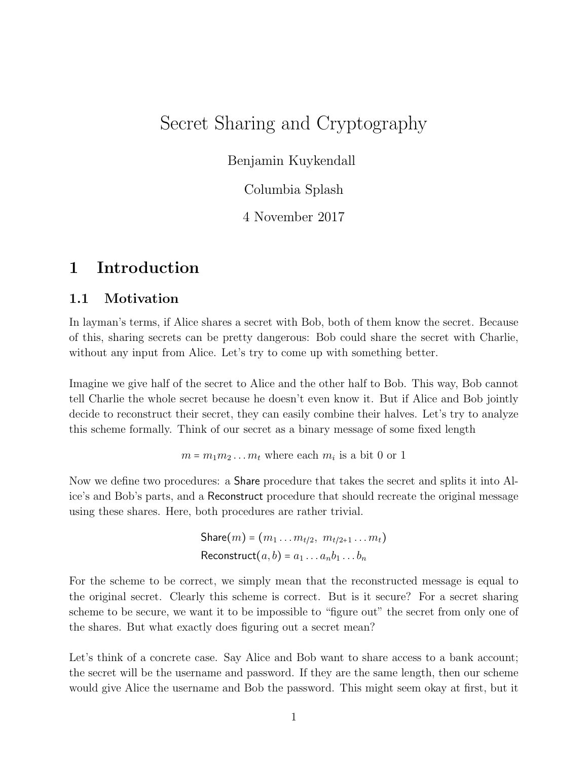// Secret Sharing and Cryptography

Benjamin Kuykendall

Columbia Splash

4 November 2017

## 1 Introduction

### 1.1 Motivation

In layman's terms, if Alice shares a secret with Bob, both of them know the secret. Because of this, sharing secrets can be pretty dangerous: Bob could share the secret with Charlie, without any input from Alice. Let's try to come up with something better.

Imagine we give half of the secret to Alice and the other half to Bob. This way, Bob cannot tell Charlie the whole secret because he doesn't even know it. But if Alice and Bob jointly decide to reconstruct their secret, they can easily combine their halves. Let's try to analyze this scheme formally. Think of our secret as a binary message of some fixed length

$$m = m_1 m_2 \dots m_t \text{ where each } m_i \text{ is a bit 0 or 1}$$

Now we define two procedures: a Share procedure that takes the secret and splits it into Alice's and Bob's parts, and a Reconstruct procedure that should recreate the original message using these shares. Here, both procedures are rather trivial.

$$\mathsf{Share}(m) = (m_1 \dots m_{t/2},\ m_{t/2+1} \dots m_t)$$
$$\mathsf{Reconstruct}(a, b) = a_1 \dots a_n b_1 \dots b_n$$

For the scheme to be correct, we simply mean that the reconstructed message is equal to the original secret. Clearly this scheme is correct. But is it secure? For a secret sharing scheme to be secure, we want it to be impossible to "figure out" the secret from only one of the shares. But what exactly does figuring out a secret mean?

Let's think of a concrete case. Say Alice and Bob want to share access to a bank account; the secret will be the username and password. If they are the same length, then our scheme would give Alice the username and Bob the password. This might seem okay at first, but it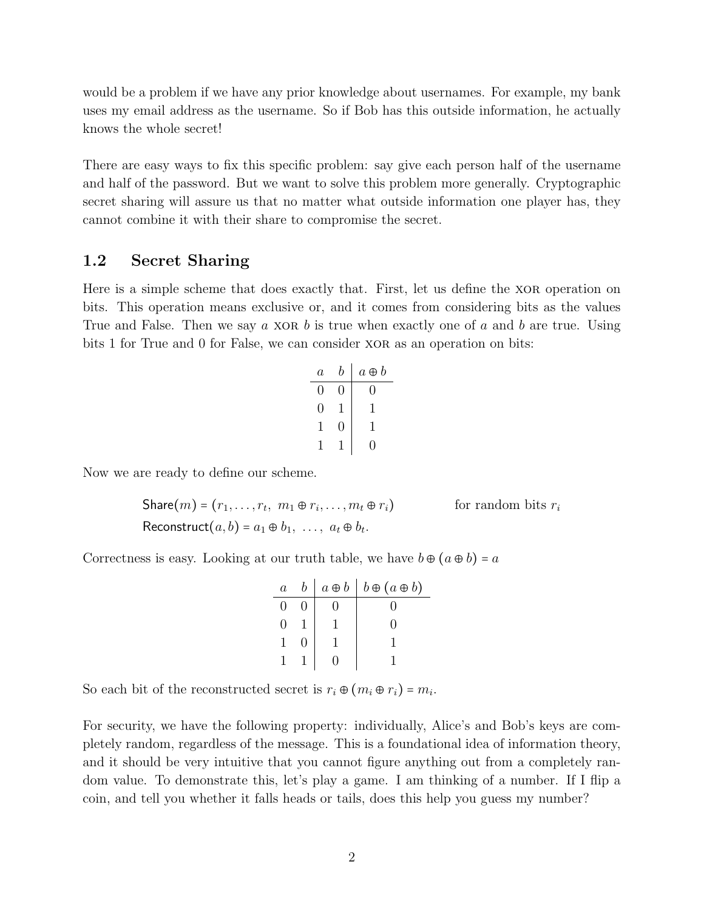would be a problem if we have any prior knowledge about usernames. For example, my bank uses my email address as the username. So if Bob has this outside information, he actually knows the whole secret!

There are easy ways to fix this specific problem: say give each person half of the username and half of the password. But we want to solve this problem more generally. Cryptographic secret sharing will assure us that no matter what outside information one player has, they cannot combine it with their share to compromise the secret.

## 1.2 Secret Sharing

Here is a simple scheme that does exactly that. First, let us define the XOR operation on bits. This operation means exclusive or, and it comes from considering bits as the values True and False. Then we say $a$ XOR $b$ is true when exactly one of $a$ and $b$ are true. Using bits 1 for True and 0 for False, we can consider XOR as an operation on bits:

| $a$ | $b$ | $a \oplus b$ |
|---|---|---|
| 0 | 0 | 0 |
| 0 | 1 | 1 |
| 1 | 0 | 1 |
| 1 | 1 | 0 |

Now we are ready to define our scheme.

$$\mathsf{Share}(m) = (r_1, \ldots, r_t,\ m_1 \oplus r_i, \ldots, m_t \oplus r_i) \qquad \text{for random bits } r_i$$

$$\mathsf{Reconstruct}(a, b) = a_1 \oplus b_1,\ \ldots,\ a_t \oplus b_t.$$

Correctness is easy. Looking at our truth table, we have $b \oplus (a \oplus b) = a$

| $a$ | $b$ | $a \oplus b$ | $b \oplus (a \oplus b)$ |
|---|---|---|---|
| 0 | 0 | 0 | 0 |
| 0 | 1 | 1 | 0 |
| 1 | 0 | 1 | 1 |
| 1 | 1 | 0 | 1 |

So each bit of the reconstructed secret is $r_i \oplus (m_i \oplus r_i) = m_i$.

For security, we have the following property: individually, Alice's and Bob's keys are completely random, regardless of the message. This is a foundational idea of information theory, and it should be very intuitive that you cannot figure anything out from a completely random value. To demonstrate this, let's play a game. I am thinking of a number. If I flip a coin, and tell you whether it falls heads or tails, does this help you guess my number?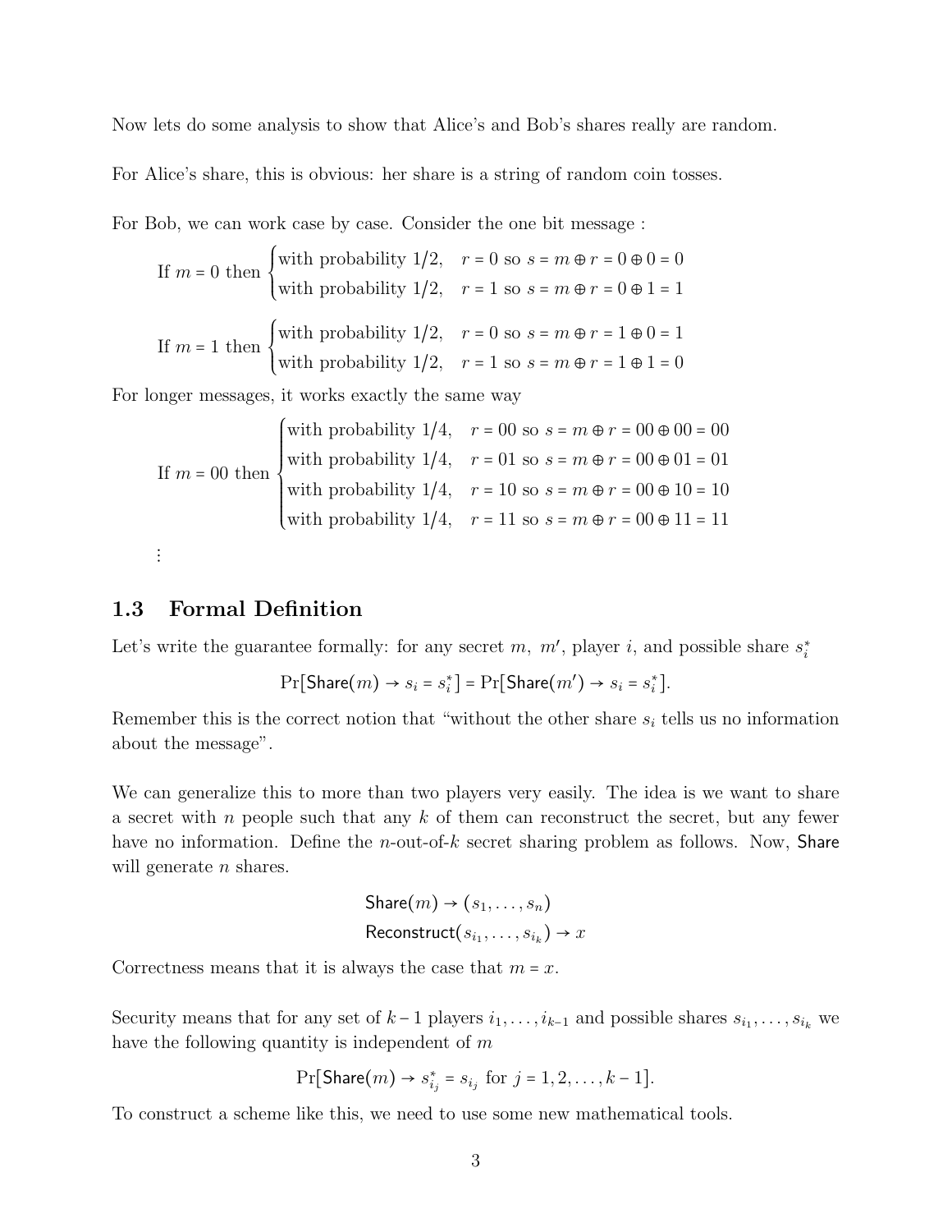Now lets do some analysis to show that Alice's and Bob's shares really are random.

For Alice's share, this is obvious: her share is a string of random coin tosses.

For Bob, we can work case by case. Consider the one bit message :

$$\text{If } m = 0 \text{ then } \begin{cases} \text{with probability } 1/2, & r = 0 \text{ so } s = m \oplus r = 0 \oplus 0 = 0 \\ \text{with probability } 1/2, & r = 1 \text{ so } s = m \oplus r = 0 \oplus 1 = 1 \end{cases}$$

$$\text{If } m = 1 \text{ then } \begin{cases} \text{with probability } 1/2, & r = 0 \text{ so } s = m \oplus r = 1 \oplus 0 = 1 \\ \text{with probability } 1/2, & r = 1 \text{ so } s = m \oplus r = 1 \oplus 1 = 0 \end{cases}$$

For longer messages, it works exactly the same way

$$\text{If } m = 00 \text{ then } \begin{cases} \text{with probability } 1/4, & r = 00 \text{ so } s = m \oplus r = 00 \oplus 00 = 00 \\ \text{with probability } 1/4, & r = 01 \text{ so } s = m \oplus r = 00 \oplus 01 = 01 \\ \text{with probability } 1/4, & r = 10 \text{ so } s = m \oplus r = 00 \oplus 10 = 10 \\ \text{with probability } 1/4, & r = 11 \text{ so } s = m \oplus r = 00 \oplus 11 = 11 \end{cases}$$

$\vdots$

## 1.3 Formal Definition

Let's write the guarantee formally: for any secret $m$, $m'$, player $i$, and possible share $s_i^*$

$$\Pr[\mathsf{Share}(m) \to s_i = s_i^*] = \Pr[\mathsf{Share}(m') \to s_i = s_i^*].$$

Remember this is the correct notion that "without the other share $s_i$ tells us no information about the message".

We can generalize this to more than two players very easily. The idea is we want to share a secret with $n$ people such that any $k$ of them can reconstruct the secret, but any fewer have no information. Define the $n$-out-of-$k$ secret sharing problem as follows. Now, $\mathsf{Share}$ will generate $n$ shares.

$$\mathsf{Share}(m) \to (s_1, \ldots, s_n)$$
$$\mathsf{Reconstruct}(s_{i_1}, \ldots, s_{i_k}) \to x$$

Correctness means that it is always the case that $m = x$.

Security means that for any set of $k-1$ players $i_1, \ldots, i_{k-1}$ and possible shares $s_{i_1}, \ldots, s_{i_k}$ we have the following quantity is independent of $m$

$$\Pr[\mathsf{Share}(m) \to s_{i_j}^* = s_{i_j} \text{ for } j = 1, 2, \ldots, k-1].$$

To construct a scheme like this, we need to use some new mathematical tools.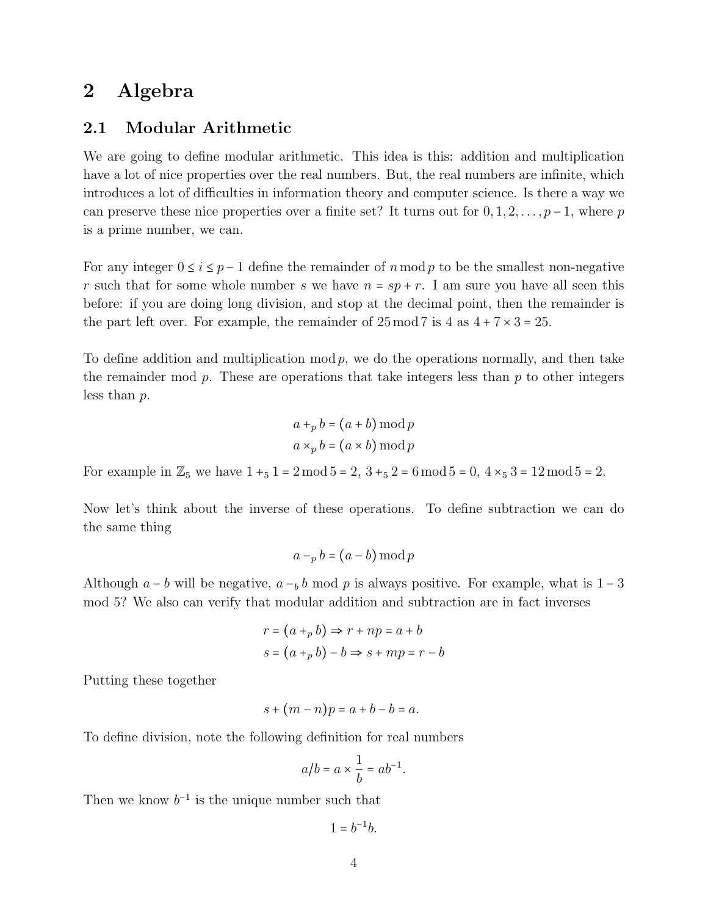// Page 4 of 9, document 05db133f446f
# 2 Algebra

## 2.1 Modular Arithmetic

We are going to define modular arithmetic. This idea is this: addition and multiplication have a lot of nice properties over the real numbers. But, the real numbers are infinite, which introduces a lot of difficulties in information theory and computer science. Is there a way we can preserve these nice properties over a finite set? It turns out for $0, 1, 2, \ldots, p-1$, where $p$ is a prime number, we can.

For any integer $0 \leq i \leq p-1$ define the remainder of $n \bmod p$ to be the smallest non-negative $r$ such that for some whole number $s$ we have $n = sp + r$. I am sure you have all seen this before: if you are doing long division, and stop at the decimal point, then the remainder is the part left over. For example, the remainder of $25 \bmod 7$ is 4 as $4 + 7 \times 3 = 25$.

To define addition and multiplication $\bmod p$, we do the operations normally, and then take the remainder mod $p$. These are operations that take integers less than $p$ to other integers less than $p$.

$$a +_p b = (a + b) \bmod p$$
$$a \times_p b = (a \times b) \bmod p$$

For example in $\mathbb{Z}_5$ we have $1 +_5 1 = 2 \bmod 5 = 2$, $3 +_5 2 = 6 \bmod 5 = 0$, $4 \times_5 3 = 12 \bmod 5 = 2$.

Now let's think about the inverse of these operations. To define subtraction we can do the same thing

$$a -_p b = (a - b) \bmod p$$

Although $a - b$ will be negative, $a -_b b$ mod $p$ is always positive. For example, what is $1 - 3$ mod 5? We also can verify that modular addition and subtraction are in fact inverses

$$r = (a +_p b) \Rightarrow r + np = a + b$$
$$s = (a +_p b) - b \Rightarrow s + mp = r - b$$

Putting these together

$$s + (m - n)p = a + b - b = a.$$

To define division, note the following definition for real numbers

$$a/b = a \times \frac{1}{b} = ab^{-1}.$$

Then we know $b^{-1}$ is the unique number such that

$$1 = b^{-1}b.$$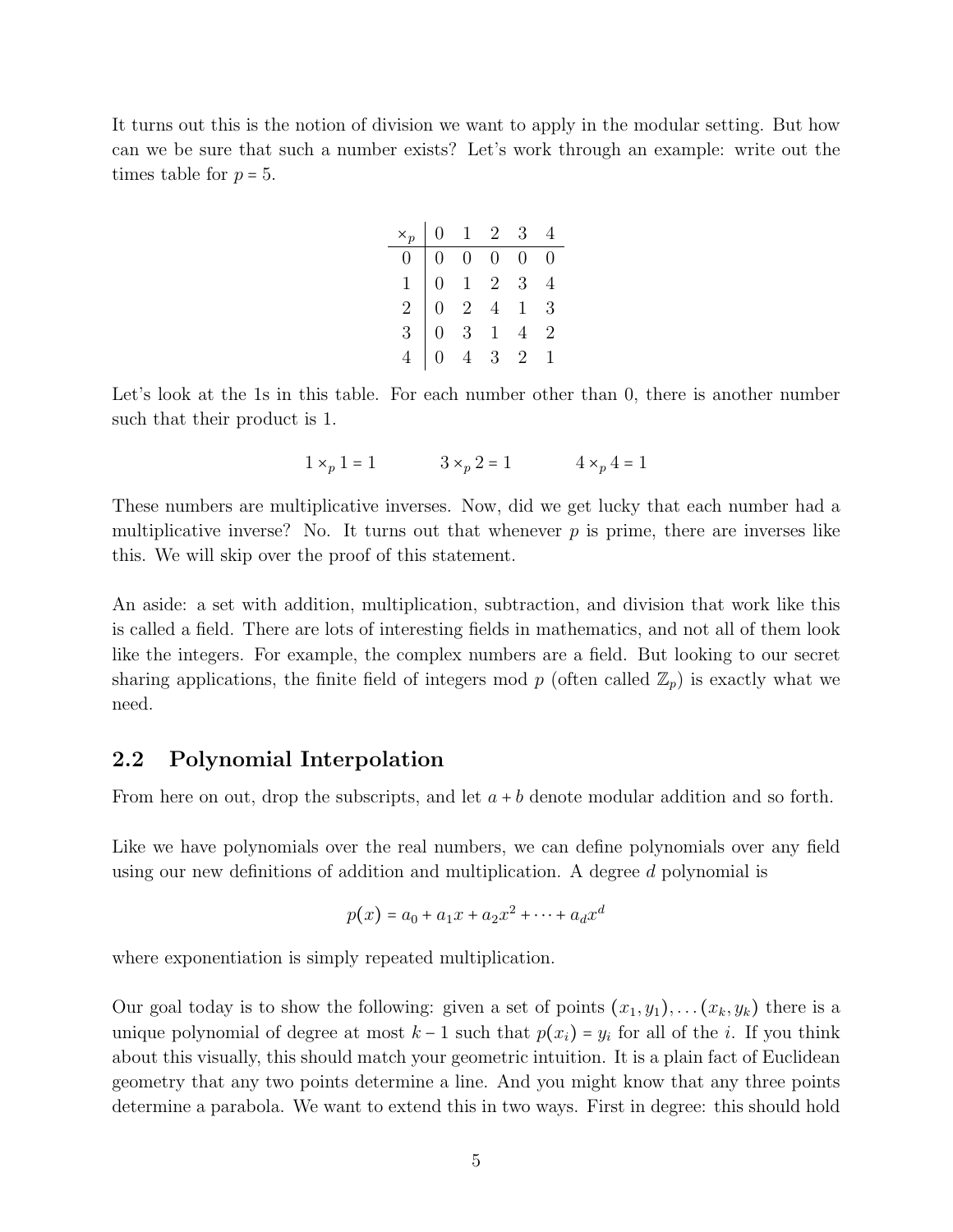It turns out this is the notion of division we want to apply in the modular setting. But how can we be sure that such a number exists? Let's work through an example: write out the times table for $p = 5$.

| $\times_p$ | 0 | 1 | 2 | 3 | 4 |
|---|---|---|---|---|---|
| 0 | 0 | 0 | 0 | 0 | 0 |
| 1 | 0 | 1 | 2 | 3 | 4 |
| 2 | 0 | 2 | 4 | 1 | 3 |
| 3 | 0 | 3 | 1 | 4 | 2 |
| 4 | 0 | 4 | 3 | 2 | 1 |

Let's look at the 1s in this table. For each number other than 0, there is another number such that their product is 1.

$$1 \times_p 1 = 1 \qquad 3 \times_p 2 = 1 \qquad 4 \times_p 4 = 1$$

These numbers are multiplicative inverses. Now, did we get lucky that each number had a multiplicative inverse? No. It turns out that whenever $p$ is prime, there are inverses like this. We will skip over the proof of this statement.

An aside: a set with addition, multiplication, subtraction, and division that work like this is called a field. There are lots of interesting fields in mathematics, and not all of them look like the integers. For example, the complex numbers are a field. But looking to our secret sharing applications, the finite field of integers mod $p$ (often called $\mathbb{Z}_p$) is exactly what we need.

## 2.2 Polynomial Interpolation

From here on out, drop the subscripts, and let $a + b$ denote modular addition and so forth.

Like we have polynomials over the real numbers, we can define polynomials over any field using our new definitions of addition and multiplication. A degree $d$ polynomial is

$$p(x) = a_0 + a_1 x + a_2 x^2 + \cdots + a_d x^d$$

where exponentiation is simply repeated multiplication.

Our goal today is to show the following: given a set of points $(x_1, y_1), \ldots (x_k, y_k)$ there is a unique polynomial of degree at most $k - 1$ such that $p(x_i) = y_i$ for all of the $i$. If you think about this visually, this should match your geometric intuition. It is a plain fact of Euclidean geometry that any two points determine a line. And you might know that any three points determine a parabola. We want to extend this in two ways. First in degree: this should hold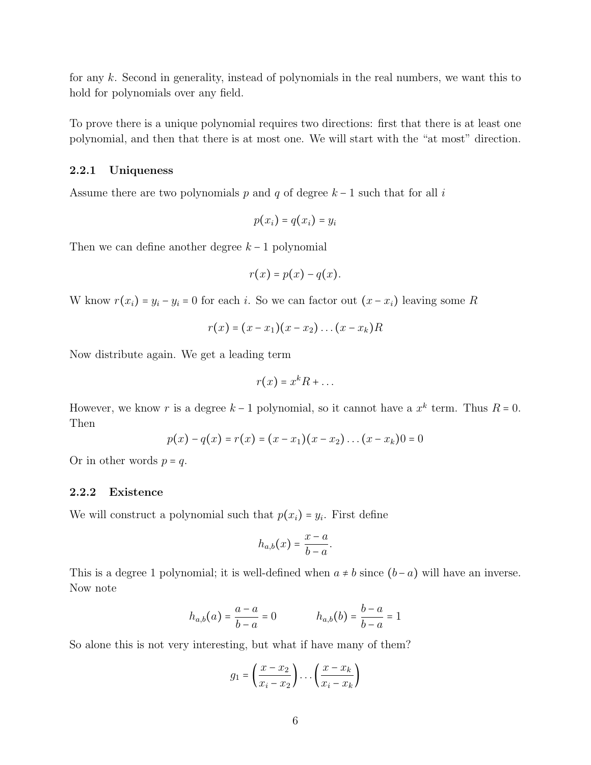for any $k$. Second in generality, instead of polynomials in the real numbers, we want this to hold for polynomials over any field.

To prove there is a unique polynomial requires two directions: first that there is at least one polynomial, and then that there is at most one. We will start with the "at most" direction.

### 2.2.1 Uniqueness

Assume there are two polynomials $p$ and $q$ of degree $k-1$ such that for all $i$

$$p(x_i) = q(x_i) = y_i$$

Then we can define another degree $k-1$ polynomial

$$r(x) = p(x) - q(x).$$

W know $r(x_i) = y_i - y_i = 0$ for each $i$. So we can factor out $(x - x_i)$ leaving some $R$

$$r(x) = (x - x_1)(x - x_2) \dots (x - x_k)R$$

Now distribute again. We get a leading term

$$r(x) = x^k R + \dots$$

However, we know $r$ is a degree $k-1$ polynomial, so it cannot have a $x^k$ term. Thus $R = 0$. Then

$$p(x) - q(x) = r(x) = (x - x_1)(x - x_2) \dots (x - x_k)0 = 0$$

Or in other words $p = q$.

### 2.2.2 Existence

We will construct a polynomial such that $p(x_i) = y_i$. First define

$$h_{a,b}(x) = \frac{x - a}{b - a}.$$

This is a degree 1 polynomial; it is well-defined when $a \neq b$ since $(b - a)$ will have an inverse. Now note

$$h_{a,b}(a) = \frac{a - a}{b - a} = 0 \qquad h_{a,b}(b) = \frac{b - a}{b - a} = 1$$

So alone this is not very interesting, but what if have many of them?

$$g_1 = \left(\frac{x - x_2}{x_i - x_2}\right) \dots \left(\frac{x - x_k}{x_i - x_k}\right)$$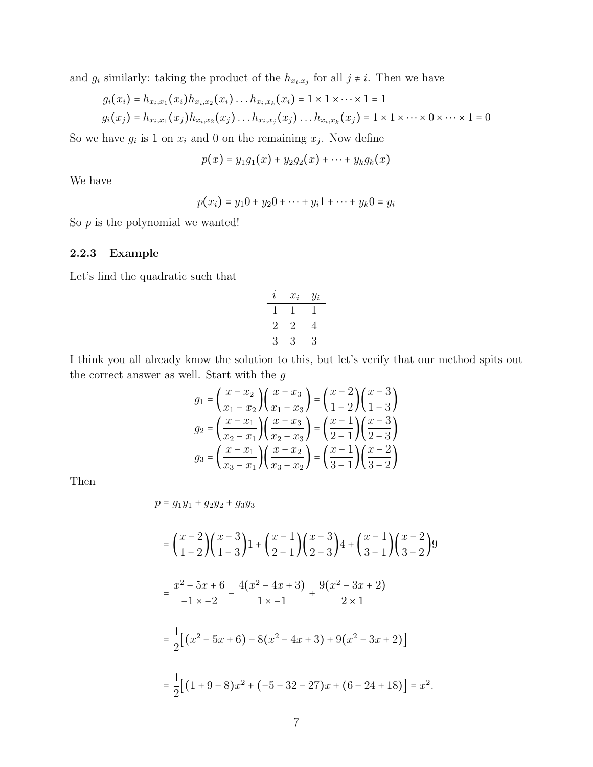and $g_i$ similarly: taking the product of the $h_{x_i,x_j}$ for all $j \neq i$. Then we have

$$g_i(x_i) = h_{x_i,x_1}(x_i)h_{x_i,x_2}(x_i)\dots h_{x_i,x_k}(x_i) = 1 \times 1 \times \dots \times 1 = 1$$
$$g_i(x_j) = h_{x_i,x_1}(x_j)h_{x_i,x_2}(x_j)\dots h_{x_i,x_j}(x_j)\dots h_{x_i,x_k}(x_j) = 1 \times 1 \times \dots \times 0 \times \dots \times 1 = 0$$

So we have $g_i$ is 1 on $x_i$ and 0 on the remaining $x_j$. Now define

$$p(x) = y_1 g_1(x) + y_2 g_2(x) + \dots + y_k g_k(x)$$

We have

$$p(x_i) = y_1 0 + y_2 0 + \dots + y_i 1 + \dots + y_k 0 = y_i$$

So $p$ is the polynomial we wanted!

### 2.2.3 Example

Let's find the quadratic such that

| $i$ | $x_i$ | $y_i$ |
|---|---|---|
| 1 | 1 | 1 |
| 2 | 2 | 4 |
| 3 | 3 | 3 |

I think you all already know the solution to this, but let's verify that our method spits out the correct answer as well. Start with the $g$

$$g_1 = \left(\frac{x - x_2}{x_1 - x_2}\right)\left(\frac{x - x_3}{x_1 - x_3}\right) = \left(\frac{x-2}{1-2}\right)\left(\frac{x-3}{1-3}\right)$$
$$g_2 = \left(\frac{x - x_1}{x_2 - x_1}\right)\left(\frac{x - x_3}{x_2 - x_3}\right) = \left(\frac{x-1}{2-1}\right)\left(\frac{x-3}{2-3}\right)$$
$$g_3 = \left(\frac{x - x_1}{x_3 - x_1}\right)\left(\frac{x - x_2}{x_3 - x_2}\right) = \left(\frac{x-1}{3-1}\right)\left(\frac{x-2}{3-2}\right)$$

Then

$$p = g_1 y_1 + g_2 y_2 + g_3 y_3$$

$$= \left(\frac{x-2}{1-2}\right)\left(\frac{x-3}{1-3}\right)1 + \left(\frac{x-1}{2-1}\right)\left(\frac{x-3}{2-3}\right)4 + \left(\frac{x-1}{3-1}\right)\left(\frac{x-2}{3-2}\right)9$$

$$= \frac{x^2 - 5x + 6}{-1 \times -2} - \frac{4(x^2 - 4x + 3)}{1 \times -1} + \frac{9(x^2 - 3x + 2)}{2 \times 1}$$

$$= \frac{1}{2}\left[(x^2 - 5x + 6) - 8(x^2 - 4x + 3) + 9(x^2 - 3x + 2)\right]$$

$$= \frac{1}{2}\left[(1 + 9 - 8)x^2 + (-5 - 32 - 27)x + (6 - 24 + 18)\right] = x^2.$$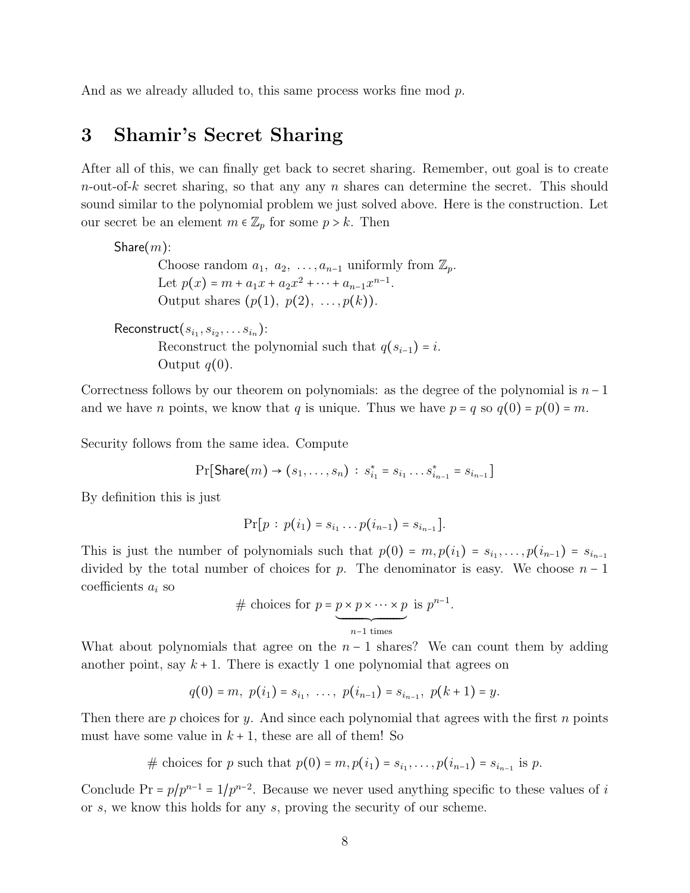And as we already alluded to, this same process works fine mod $p$.

## 3 Shamir's Secret Sharing

After all of this, we can finally get back to secret sharing. Remember, out goal is to create $n$-out-of-$k$ secret sharing, so that any any $n$ shares can determine the secret. This should sound similar to the polynomial problem we just solved above. Here is the construction. Let our secret be an element $m \in \mathbb{Z}_p$ for some $p > k$. Then

$\mathsf{Share}(m)$:

> Choose random $a_1,\ a_2,\ \ldots, a_{n-1}$ uniformly from $\mathbb{Z}_p$.
> Let $p(x) = m + a_1 x + a_2 x^2 + \cdots + a_{n-1} x^{n-1}$.
> Output shares $(p(1),\ p(2),\ \ldots, p(k))$.

$\mathsf{Reconstruct}(s_{i_1}, s_{i_2}, \ldots s_{i_n})$:

> Reconstruct the polynomial such that $q(s_{i-1}) = i$.
> Output $q(0)$.

Correctness follows by our theorem on polynomials: as the degree of the polynomial is $n-1$ and we have $n$ points, we know that $q$ is unique. Thus we have $p = q$ so $q(0) = p(0) = m$.

Security follows from the same idea. Compute

$$\Pr[\mathsf{Share}(m) \to (s_1, \ldots, s_n) \,:\, s^*_{i_1} = s_{i_1} \ldots s^*_{i_{n-1}} = s_{i_{n-1}}]$$

By definition this is just

$$\Pr[p \,:\, p(i_1) = s_{i_1} \ldots p(i_{n-1}) = s_{i_{n-1}}].$$

This is just the number of polynomials such that $p(0) = m, p(i_1) = s_{i_1}, \ldots, p(i_{n-1}) = s_{i_{n-1}}$ divided by the total number of choices for $p$. The denominator is easy. We choose $n-1$ coefficients $a_i$ so

$$\#\text{ choices for } p = \underbrace{p \times p \times \cdots \times p}_{n-1 \text{ times}} \text{ is } p^{n-1}.$$

What about polynomials that agree on the $n-1$ shares? We can count them by adding another point, say $k+1$. There is exactly 1 one polynomial that agrees on

$$q(0) = m,\ p(i_1) = s_{i_1},\ \ldots,\ p(i_{n-1}) = s_{i_{n-1}},\ p(k+1) = y.$$

Then there are $p$ choices for $y$. And since each polynomial that agrees with the first $n$ points must have some value in $k+1$, these are all of them! So

$$\#\text{ choices for } p \text{ such that } p(0) = m, p(i_1) = s_{i_1}, \ldots, p(i_{n-1}) = s_{i_{n-1}} \text{ is } p.$$

Conclude $\Pr = p/p^{n-1} = 1/p^{n-2}$. Because we never used anything specific to these values of $i$ or $s$, we know this holds for any $s$, proving the security of our scheme.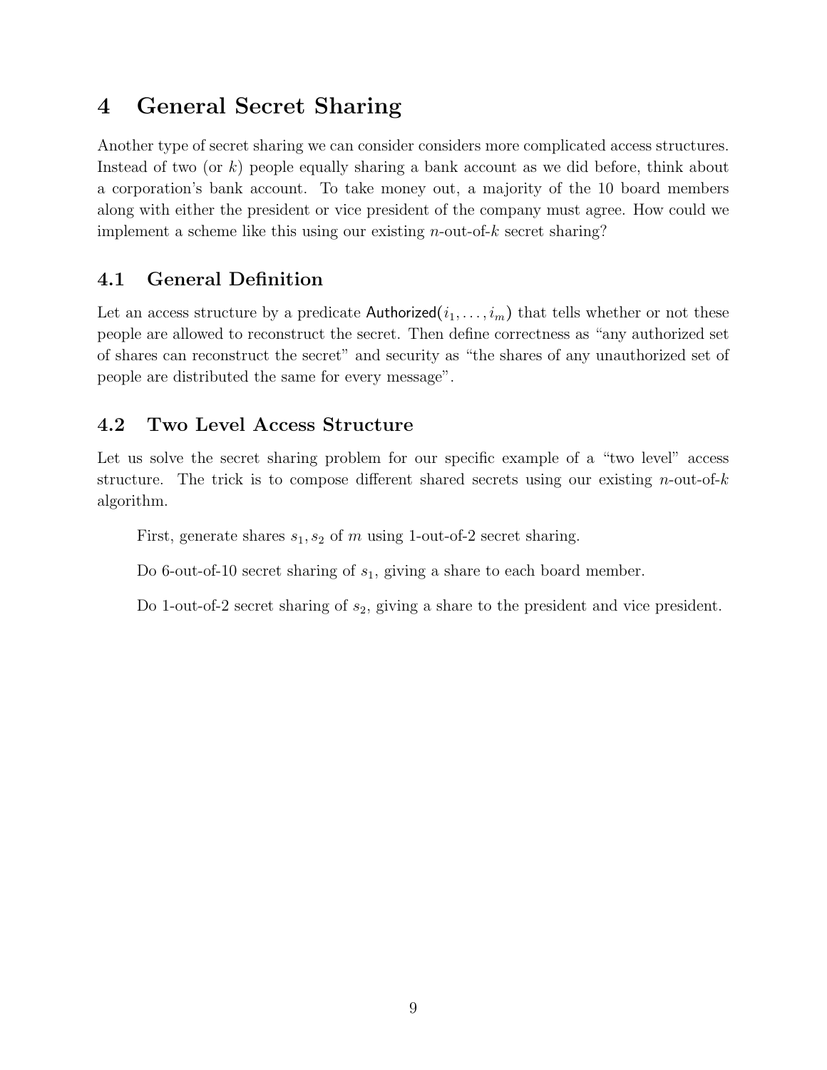# 4 General Secret Sharing

Another type of secret sharing we can consider considers more complicated access structures. Instead of two (or $k$) people equally sharing a bank account as we did before, think about a corporation's bank account. To take money out, a majority of the 10 board members along with either the president or vice president of the company must agree. How could we implement a scheme like this using our existing $n$-out-of-$k$ secret sharing?

## 4.1 General Definition

Let an access structure by a predicate $\mathsf{Authorized}(i_1, \ldots, i_m)$ that tells whether or not these people are allowed to reconstruct the secret. Then define correctness as "any authorized set of shares can reconstruct the secret" and security as "the shares of any unauthorized set of people are distributed the same for every message".

## 4.2 Two Level Access Structure

Let us solve the secret sharing problem for our specific example of a "two level" access structure. The trick is to compose different shared secrets using our existing $n$-out-of-$k$ algorithm.

First, generate shares $s_1, s_2$ of $m$ using 1-out-of-2 secret sharing.

Do 6-out-of-10 secret sharing of $s_1$, giving a share to each board member.

Do 1-out-of-2 secret sharing of $s_2$, giving a share to the president and vice president.